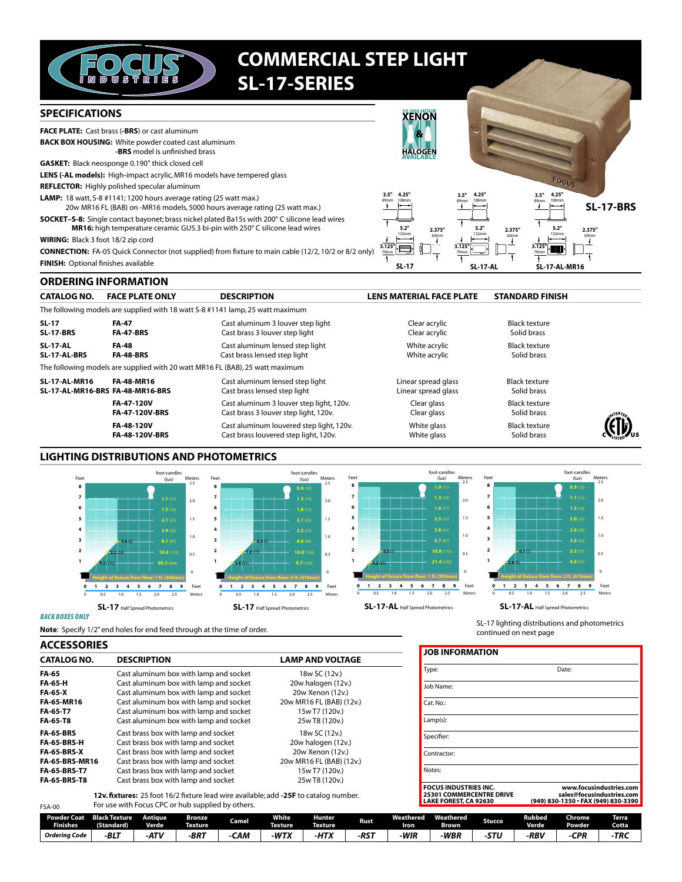# COMMERCIAL STEP LIGHT SL-17-SERIES

## SPECIFICATIONS

**FACE PLATE:** Cast brass (**-BRS**) or cast aluminum

**BACK BOX HOUSING:** White powder coated cast aluminum
**-BRS** model is unfinished brass

**GASKET:** Black neosponge 0.190" thick closed cell

**LENS (-AL models):** High-impact acrylic, MR16 models have tempered glass

**REFLECTOR:** Highly polished specular aluminum

**LAMP:** 18 watt, S-8 #1141; 1200 hours average rating (25 watt max.)
20w MR16 FL (BAB) on -MR16 models, 5000 hours average rating (25 watt max.)

**SOCKET–S-8:** Single contact bayonet; brass nickel plated Ba15s with 200° C silicone lead wires
**MR16:** high temperature ceramic GU5.3 bi-pin with 250° C silicone lead wires

**WIRING:** Black 3 foot 18/2 zip cord

**CONNECTION:** FA-05 Quick Connector (not supplied) from fixture to main cable (12/2, 10/2 or 8/2 only)

**FINISH:** Optional finishes available

10,000 HOUR XENON & HALOGEN AVAILABLE

SL-17-BRS

SL-17 / SL-17-AL / SL-17-AL-MR16: 3.5" (89mm), 4.25" (108mm), 5.2" (132mm), 2.375" (60mm), 3.125" (79mm)

## ORDERING INFORMATION

| CATALOG NO. | FACE PLATE ONLY | DESCRIPTION | LENS MATERIAL FACE PLATE | STANDARD FINISH |
|---|---|---|---|---|
| The following models are supplied with 18 watt S-8 #1141 lamp, 25 watt maximum | | | | |
| SL-17 | FA-47 | Cast aluminum 3 louver step light | Clear acrylic | Black texture |
| SL-17-BRS | FA-47-BRS | Cast brass 3 louver step light | Clear acrylic | Solid brass |
| SL-17-AL | FA-48 | Cast aluminum lensed step light | White acrylic | Black texture |
| SL-17-AL-BRS | FA-48-BRS | Cast brass lensed step light | White acrylic | Solid brass |
| The following models are supplied with 20 watt MR16 FL (BAB), 25 watt maximum | | | | |
| SL-17-AL-MR16 | FA-48-MR16 | Cast aluminum lensed step light | Linear spread glass | Black texture |
| SL-17-AL-MR16-BRS | FA-48-MR16-BRS | Cast brass lensed step light | Linear spread glass | Solid brass |
| | FA-47-120V | Cast aluminum 3 louver step light, 120v. | Clear glass | Black texture |
| | FA-47-120V-BRS | Cast brass 3 louver step light, 120v. | Clear glass | Solid brass |
| | FA-48-120V | Cast aluminum louvered step light, 120v. | White glass | Black texture |
| | FA-48-120V-BRS | Cast brass louvered step light, 120v. | White glass | Solid brass |

## LIGHTING DISTRIBUTIONS AND PHOTOMETRICS

**SL-17** Half Spread Photometrics (Height of fixture from floor: 1 ft. (305mm)) — foot-candles (lux): 1.1 (12), 1.5 (16), 2.1 (23), 3.9 (42), 8.1 (87), 10.4 (112), 60.2 (648); 0.6 (6), 2.2 (24), 9.5 (102)

**SL-17** Half Spread Photometrics (Height of fixture from floor: 2 ft. (610mm)) — foot-candles (lux): 0.9 (10), 1.3 (14), 1.6 (17), 2.1 (23), 2.5 (27), 8.0 (86), 14.8 (159), 9.7 (104); 0.5 (5), 1.2 (13), 3.8 (41)

**SL-17-AL** Half Spread Photometrics (Height of fixture from floor: 1 ft. (305mm)) — foot-candles (lux): 1.0 (11), 1.3 (14), 1.6 (17), 2.5 (27), 3.8 (41), 5.7 (61), 10.8 (116), 21.4 (230); 0.5 (5), 4.2 (45)

**SL-17-AL** Half Spread Photometrics (Height of fixture from floor: 2 ft. (610mm)) — foot-candles (lux): 0.9 (10), 1.1 (12), 1.5 (16), 2.0 (22), 2.8 (30), 3.9 (42), 5.3 (57), 4.9 (53); 0.1 (1), 0.8 (9)

*BACK BOXES ONLY*

**Note**: Specify 1/2" end holes for end feed through at the time of order.

SL-17 lighting distributions and photometrics continued on next page

## ACCESSORIES

| CATALOG NO. | DESCRIPTION | LAMP AND VOLTAGE |
|---|---|---|
| FA-65 | Cast aluminum box with lamp and socket | 18w SC (12v.) |
| FA-65-H | Cast aluminum box with lamp and socket | 20w halogen (12v.) |
| FA-65-X | Cast aluminum box with lamp and socket | 20w Xenon (12v.) |
| FA-65-MR16 | Cast aluminum box with lamp and socket | 20w MR16 FL (BAB) (12v.) |
| FA-65-T7 | Cast aluminum box with lamp and socket | 15w T7 (120v.) |
| FA-65-T8 | Cast aluminum box with lamp and socket | 25w T8 (120v.) |
| FA-65-BRS | Cast brass box with lamp and socket | 18w SC (12v.) |
| FA-65-BRS-H | Cast brass box with lamp and socket | 20w halogen (12v.) |
| FA-65-BRS-X | Cast brass box with lamp and socket | 20w Xenon (12v.) |
| FA-65-BRS-MR16 | Cast brass box with lamp and socket | 20w MR16 FL (BAB) (12v.) |
| FA-65-BRS-T7 | Cast brass box with lamp and socket | 15w T7 (120v.) |
| FA-65-BRS-T8 | Cast brass box with lamp and socket | 25w T8 (120v.) |

**12v. fixtures:** 25 foot 16/2 fixture lead wire available; add **-25F** to catalog number.
For use with Focus CPC or hub supplied by others.

FSA-00

### JOB INFORMATION

Type: Date:

Job Name:

Cat. No.:

Lamp(s):

Specifier:

Contractor:

Notes:

**FOCUS INDUSTRIES INC.**
**25301 COMMERCENTRE DRIVE**
**LAKE FOREST, CA 92630**
**www.focusindustries.com**
**sales@focusindustries.com**
**(949) 830-1350 • FAX (949) 830-3390**

| Powder Coat Finishes | Black Texture (Standard) | Antique Verde | Bronze Texture | Camel | White Texture | Hunter Texture | Rust | Weathered Iron | Weathered Brown | Stucco | Rubbed Verde | Chrome Powder | Terra Cotta |
|---|---|---|---|---|---|---|---|---|---|---|---|---|---|
| *Ordering Code* | -BLT | -ATV | -BRT | -CAM | -WTX | -HTX | -RST | -WIR | -WBR | -STU | -RBV | -CPR | -TRC |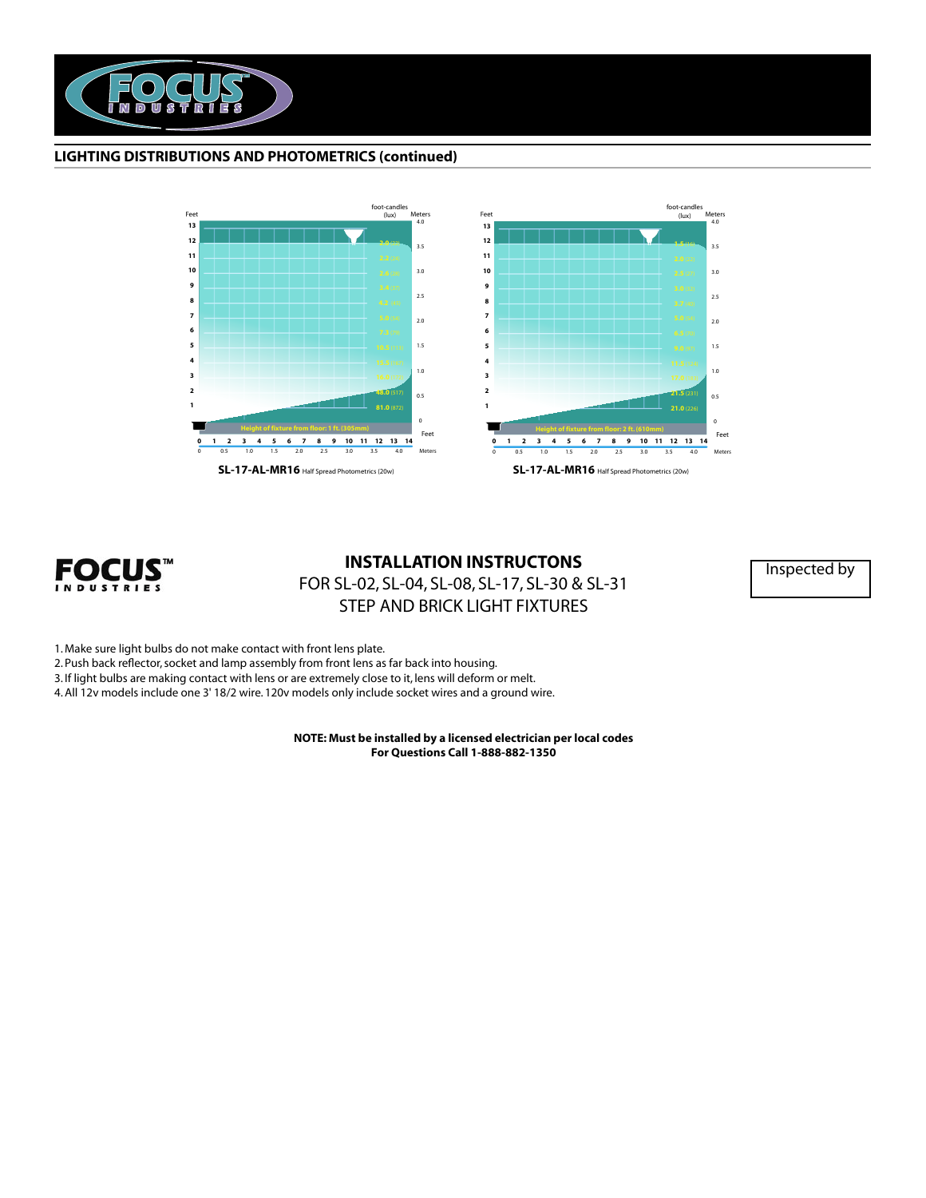## LIGHTING DISTRIBUTIONS AND PHOTOMETRICS (continued)

Feet
13
12
11
10
9
8
7
6
5
4
3
2
1

foot-candles (lux)
2.0 (22)
2.2 (24)
2.6 (28)
3.4 (37)
4.2 (45)
5.0 (54)
7.3 (79)
10.5 (113)
15.5 (167)
26.0 (280)
48.0 (517)
81.0 (872)

Meters
4.0
3.5
3.0
2.5
2.0
1.5
1.0
0.5
0

Height of fixture from floor: 1 ft. (305mm)

Feet
0 1 2 3 4 5 6 7 8 9 10 11 12 13 14

Meters
0 0.5 1.0 1.5 2.0 2.5 3.0 3.5 4.0

**SL-17-AL-MR16** Half Spread Photometrics (20w)

Feet
13
12
11
10
9
8
7
6
5
4
3
2
1

foot-candles (lux)
1.5 (16)
2.0 (22)
2.5 (27)
3.0 (32)
3.7 (40)
5.0 (54)
6.5 (70)
9.0 (97)
11.5 (124)
17.0 (183)
21.5 (231)
21.0 (226)

Meters
4.0
3.5
3.0
2.5
2.0
1.5
1.0
0.5
0

Height of fixture from floor: 2 ft. (610mm)

Feet
0 1 2 3 4 5 6 7 8 9 10 11 12 13 14

Meters
0 0.5 1.0 1.5 2.0 2.5 3.0 3.5 4.0

**SL-17-AL-MR16** Half Spread Photometrics (20w)

FOCUS™ INDUSTRIES

# INSTALLATION INSTRUCTONS

FOR SL-02, SL-04, SL-08, SL-17, SL-30 & SL-31
STEP AND BRICK LIGHT FIXTURES

Inspected by

1. Make sure light bulbs do not make contact with front lens plate.
2. Push back reflector, socket and lamp assembly from front lens as far back into housing.
3. If light bulbs are making contact with lens or are extremely close to it, lens will deform or melt.
4. All 12v models include one 3' 18/2 wire. 120v models only include socket wires and a ground wire.

**NOTE: Must be installed by a licensed electrician per local codes**
**For Questions Call 1-888-882-1350**